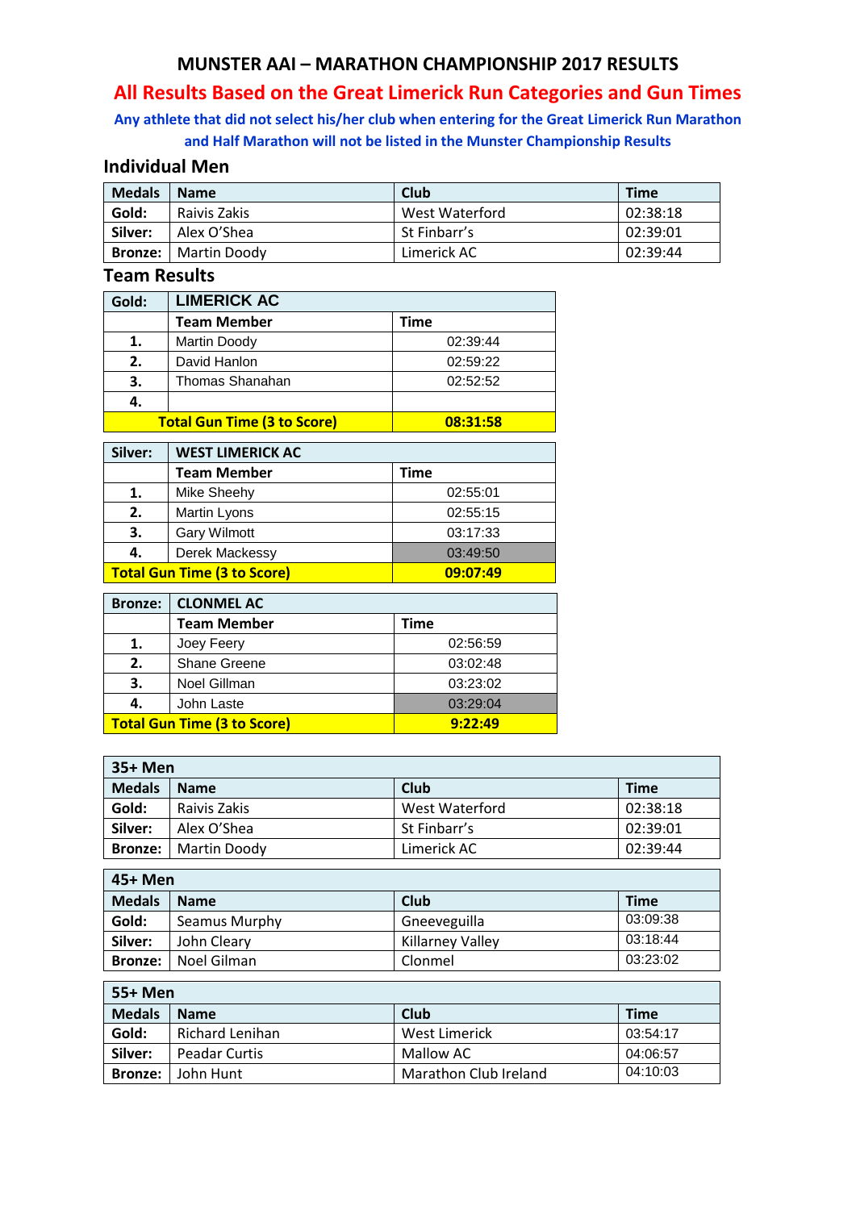# MUNSTER AAI – MARATHON CHAMPIONSHIP 2017 RESULTS

## All Results Based on the Great Limerick Run Categories and Gun Times

**Any athlete that did not select his/her club when entering for the Great Limerick Run Marathon and Half Marathon will not be listed in the Munster Championship Results**

## Individual Men

| Medals | Name | Club | Time |
|---|---|---|---|
| **Gold:** | Raivis Zakis | West Waterford | 02:38:18 |
| **Silver:** | Alex O'Shea | St Finbarr's | 02:39:01 |
| **Bronze:** | Martin Doody | Limerick AC | 02:39:44 |

## Team Results

| Gold: | LIMERICK AC | |
|---|---|---|
| | **Team Member** | **Time** |
| **1.** | Martin Doody | 02:39:44 |
| **2.** | David Hanlon | 02:59:22 |
| **3.** | Thomas Shanahan | 02:52:52 |
| **4.** | | |
| **Total Gun Time (3 to Score)** | | **08:31:58** |

| Silver: | WEST LIMERICK AC | |
|---|---|---|
| | **Team Member** | **Time** |
| **1.** | Mike Sheehy | 02:55:01 |
| **2.** | Martin Lyons | 02:55:15 |
| **3.** | Gary Wilmott | 03:17:33 |
| **4.** | Derek Mackessy | 03:49:50 |
| **Total Gun Time (3 to Score)** | | **09:07:49** |

| Bronze: | CLONMEL AC | |
|---|---|---|
| | **Team Member** | **Time** |
| **1.** | Joey Feery | 02:56:59 |
| **2.** | Shane Greene | 03:02:48 |
| **3.** | Noel Gillman | 03:23:02 |
| **4.** | John Laste | 03:29:04 |
| **Total Gun Time (3 to Score)** | | **9:22:49** |

| 35+ Men | | | |
|---|---|---|---|
| **Medals** | **Name** | **Club** | **Time** |
| **Gold:** | Raivis Zakis | West Waterford | 02:38:18 |
| **Silver:** | Alex O'Shea | St Finbarr's | 02:39:01 |
| **Bronze:** | Martin Doody | Limerick AC | 02:39:44 |

| 45+ Men | | | |
|---|---|---|---|
| **Medals** | **Name** | **Club** | **Time** |
| **Gold:** | Seamus Murphy | Gneeveguilla | 03:09:38 |
| **Silver:** | John Cleary | Killarney Valley | 03:18:44 |
| **Bronze:** | Noel Gilman | Clonmel | 03:23:02 |

| 55+ Men | | | |
|---|---|---|---|
| **Medals** | **Name** | **Club** | **Time** |
| **Gold:** | Richard Lenihan | West Limerick | 03:54:17 |
| **Silver:** | Peadar Curtis | Mallow AC | 04:06:57 |
| **Bronze:** | John Hunt | Marathon Club Ireland | 04:10:03 |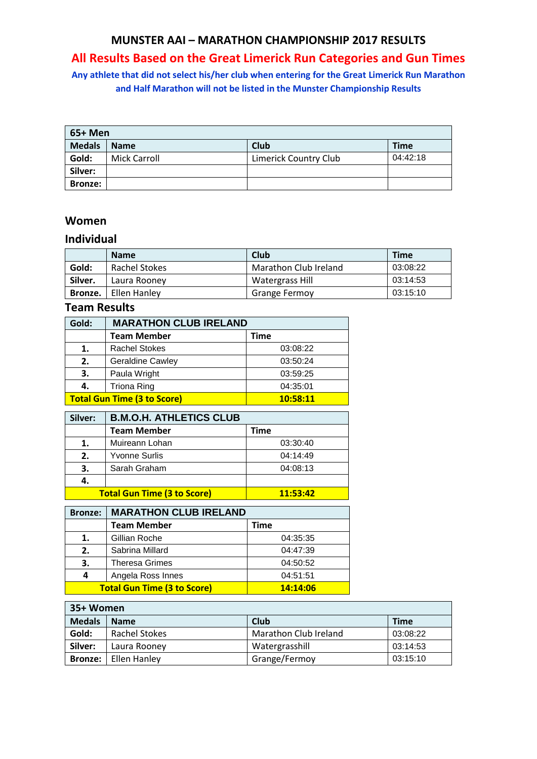# MUNSTER AAI – MARATHON CHAMPIONSHIP 2017 RESULTS

## All Results Based on the Great Limerick Run Categories and Gun Times

**Any athlete that did not select his/her club when entering for the Great Limerick Run Marathon and Half Marathon will not be listed in the Munster Championship Results**

| 65+ Men | | | |
|---|---|---|---|
| **Medals** | **Name** | **Club** | **Time** |
| **Gold:** | Mick Carroll | Limerick Country Club | 04:42:18 |
| **Silver:** | | | |
| **Bronze:** | | | |

## Women

### Individual

| | Name | Club | Time |
|---|---|---|---|
| **Gold:** | Rachel Stokes | Marathon Club Ireland | 03:08:22 |
| **Silver.** | Laura Rooney | Watergrass Hill | 03:14:53 |
| **Bronze.** | Ellen Hanley | Grange Fermoy | 03:15:10 |

### Team Results

| Gold: | MARATHON CLUB IRELAND | |
|---|---|---|
| | **Team Member** | **Time** |
| **1.** | Rachel Stokes | 03:08:22 |
| **2.** | Geraldine Cawley | 03:50:24 |
| **3.** | Paula Wright | 03:59:25 |
| **4.** | Triona Ring | 04:35:01 |
| **Total Gun Time (3 to Score)** | | **10:58:11** |

| Silver: | B.M.O.H. ATHLETICS CLUB | |
|---|---|---|
| | **Team Member** | **Time** |
| **1.** | Muireann Lohan | 03:30:40 |
| **2.** | Yvonne Surlis | 04:14:49 |
| **3.** | Sarah Graham | 04:08:13 |
| **4.** | | |
| **Total Gun Time (3 to Score)** | | **11:53:42** |

| Bronze: | MARATHON CLUB IRELAND | |
|---|---|---|
| | **Team Member** | **Time** |
| **1.** | Gillian Roche | 04:35:35 |
| **2.** | Sabrina Millard | 04:47:39 |
| **3.** | Theresa Grimes | 04:50:52 |
| **4** | Angela Ross Innes | 04:51:51 |
| **Total Gun Time (3 to Score)** | | **14:14:06** |

| 35+ Women | | | |
|---|---|---|---|
| **Medals** | **Name** | **Club** | **Time** |
| **Gold:** | Rachel Stokes | Marathon Club Ireland | 03:08:22 |
| **Silver:** | Laura Rooney | Watergrasshill | 03:14:53 |
| **Bronze:** | Ellen Hanley | Grange/Fermoy | 03:15:10 |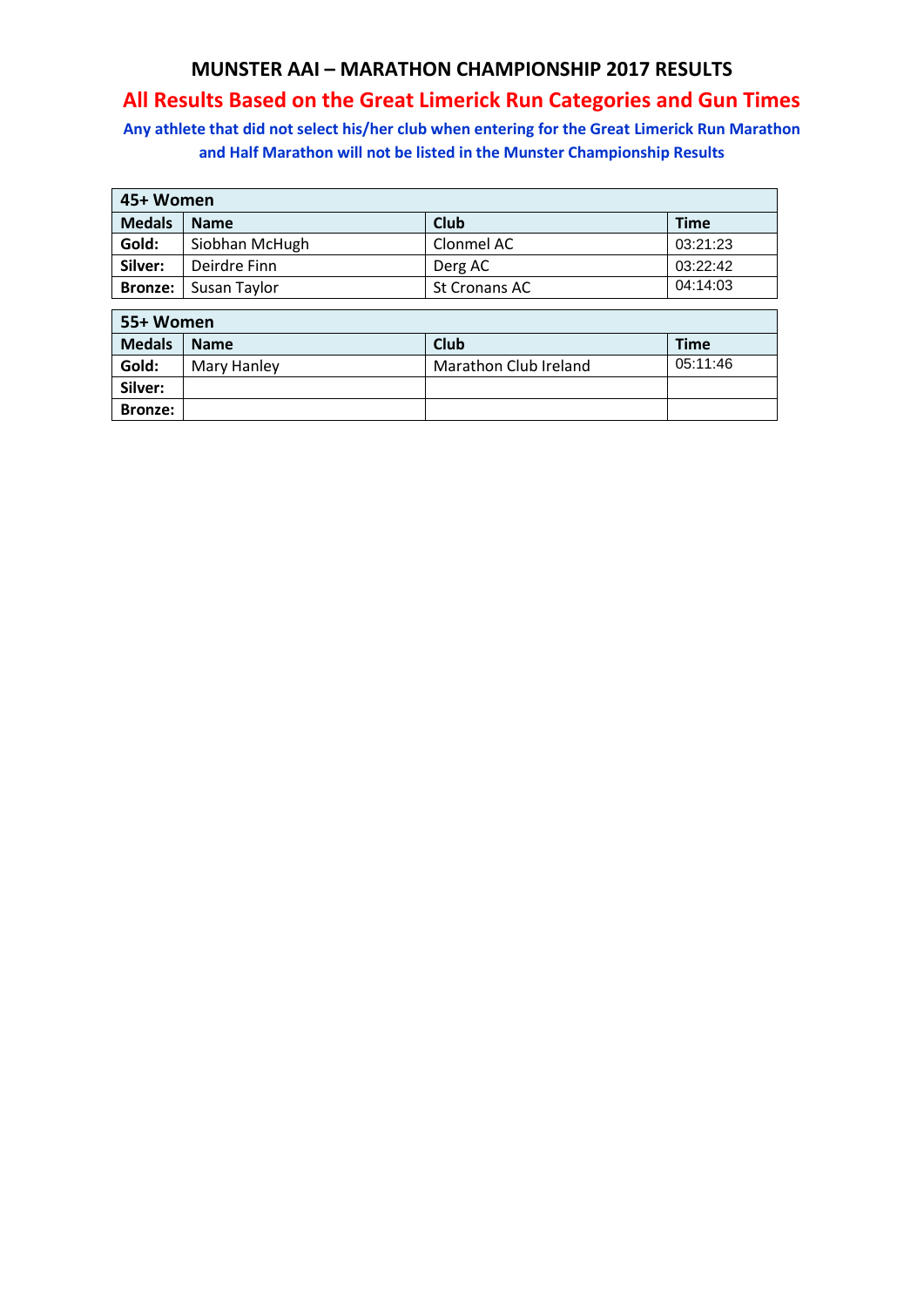# MUNSTER AAI – MARATHON CHAMPIONSHIP 2017 RESULTS

## All Results Based on the Great Limerick Run Categories and Gun Times

**Any athlete that did not select his/her club when entering for the Great Limerick Run Marathon and Half Marathon will not be listed in the Munster Championship Results**

| 45+ Women | | | |
|---|---|---|---|
| **Medals** | **Name** | **Club** | **Time** |
| **Gold:** | Siobhan McHugh | Clonmel AC | 03:21:23 |
| **Silver:** | Deirdre Finn | Derg AC | 03:22:42 |
| **Bronze:** | Susan Taylor | St Cronans AC | 04:14:03 |

| 55+ Women | | | |
|---|---|---|---|
| **Medals** | **Name** | **Club** | **Time** |
| **Gold:** | Mary Hanley | Marathon Club Ireland | 05:11:46 |
| **Silver:** | | | |
| **Bronze:** | | | |